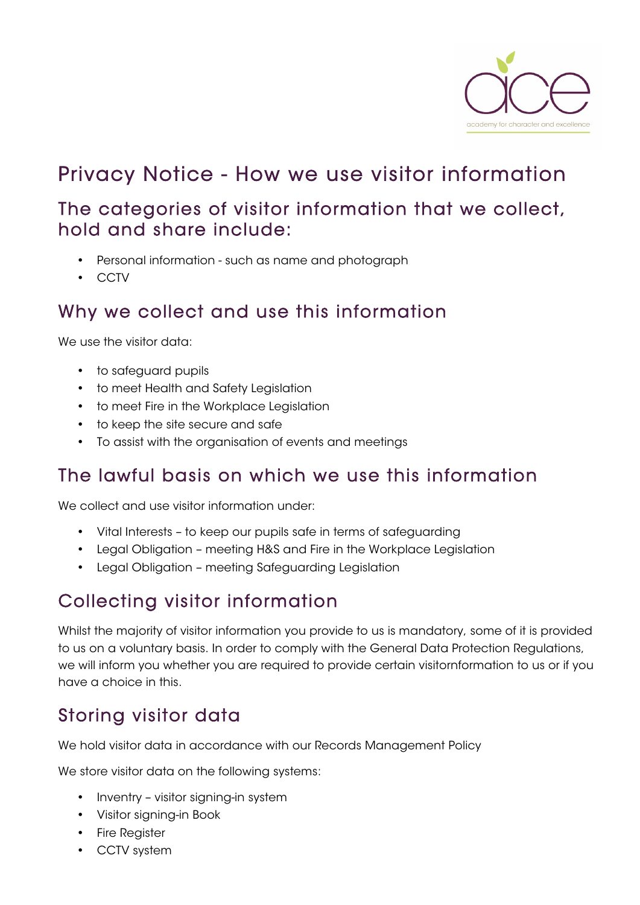# Privacy Notice - How we use visitor information

## The categories of visitor information that we collect, hold and share include:

- Personal information - such as name and photograph
- CCTV

## Why we collect and use this information

We use the visitor data:

- to safeguard pupils
- to meet Health and Safety Legislation
- to meet Fire in the Workplace Legislation
- to keep the site secure and safe
- To assist with the organisation of events and meetings

## The lawful basis on which we use this information

We collect and use visitor information under:

- Vital Interests – to keep our pupils safe in terms of safeguarding
- Legal Obligation – meeting H&S and Fire in the Workplace Legislation
- Legal Obligation – meeting Safeguarding Legislation

## Collecting visitor information

Whilst the majority of visitor information you provide to us is mandatory, some of it is provided to us on a voluntary basis. In order to comply with the General Data Protection Regulations, we will inform you whether you are required to provide certain visitornformation to us or if you have a choice in this.

## Storing visitor data

We hold visitor data in accordance with our Records Management Policy

We store visitor data on the following systems:

- Inventry – visitor signing-in system
- Visitor signing-in Book
- Fire Register
- CCTV system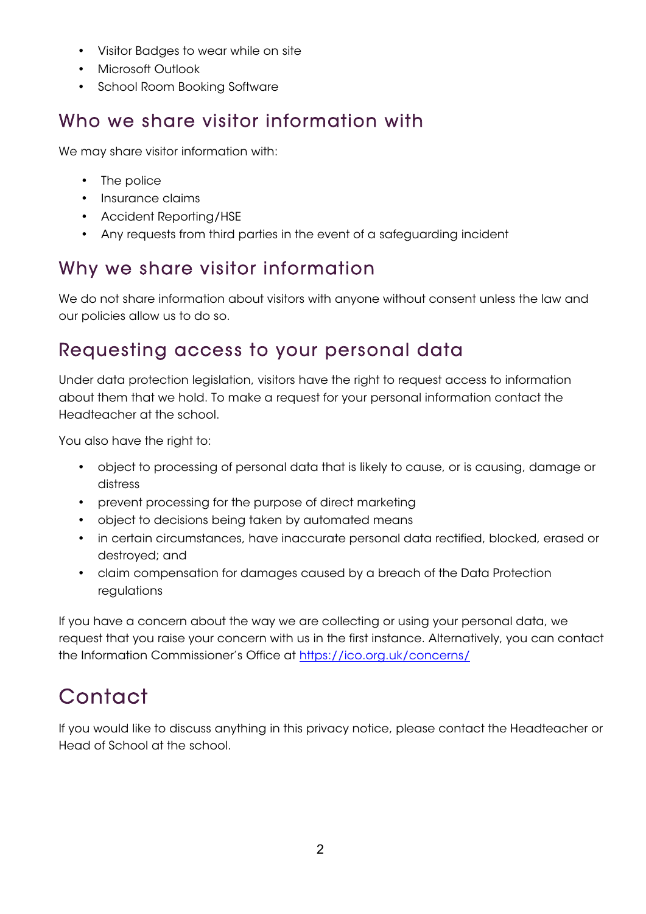- Visitor Badges to wear while on site
- Microsoft Outlook
- School Room Booking Software

## Who we share visitor information with

We may share visitor information with:

- The police
- Insurance claims
- Accident Reporting/HSE
- Any requests from third parties in the event of a safeguarding incident

## Why we share visitor information

We do not share information about visitors with anyone without consent unless the law and our policies allow us to do so.

## Requesting access to your personal data

Under data protection legislation, visitors have the right to request access to information about them that we hold. To make a request for your personal information contact the Headteacher at the school.

You also have the right to:

- object to processing of personal data that is likely to cause, or is causing, damage or distress
- prevent processing for the purpose of direct marketing
- object to decisions being taken by automated means
- in certain circumstances, have inaccurate personal data rectified, blocked, erased or destroyed; and
- claim compensation for damages caused by a breach of the Data Protection regulations

If you have a concern about the way we are collecting or using your personal data, we request that you raise your concern with us in the first instance. Alternatively, you can contact the Information Commissioner's Office at https://ico.org.uk/concerns/

# Contact

If you would like to discuss anything in this privacy notice, please contact the Headteacher or Head of School at the school.